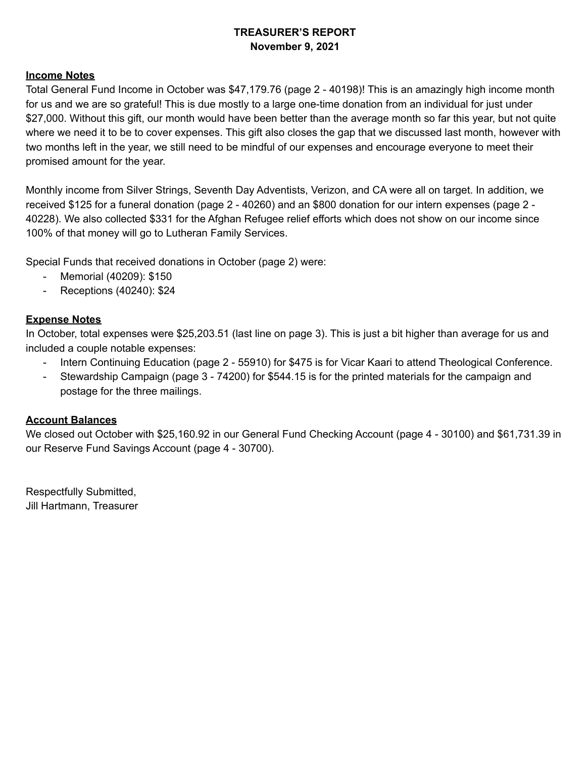# TREASURER'S REPORT
## November 9, 2021

**Income Notes**

Total General Fund Income in October was $47,179.76 (page 2 - 40198)! This is an amazingly high income month for us and we are so grateful! This is due mostly to a large one-time donation from an individual for just under $27,000. Without this gift, our month would have been better than the average month so far this year, but not quite where we need it to be to cover expenses. This gift also closes the gap that we discussed last month, however with two months left in the year, we still need to be mindful of our expenses and encourage everyone to meet their promised amount for the year.

Monthly income from Silver Strings, Seventh Day Adventists, Verizon, and CA were all on target. In addition, we received $125 for a funeral donation (page 2 - 40260) and an $800 donation for our intern expenses (page 2 - 40228). We also collected $331 for the Afghan Refugee relief efforts which does not show on our income since 100% of that money will go to Lutheran Family Services.

Special Funds that received donations in October (page 2) were:

- Memorial (40209): $150
- Receptions (40240): $24

**Expense Notes**

In October, total expenses were $25,203.51 (last line on page 3). This is just a bit higher than average for us and included a couple notable expenses:

- Intern Continuing Education (page 2 - 55910) for $475 is for Vicar Kaari to attend Theological Conference.
- Stewardship Campaign (page 3 - 74200) for $544.15 is for the printed materials for the campaign and postage for the three mailings.

**Account Balances**

We closed out October with $25,160.92 in our General Fund Checking Account (page 4 - 30100) and $61,731.39 in our Reserve Fund Savings Account (page 4 - 30700).

Respectfully Submitted,
Jill Hartmann, Treasurer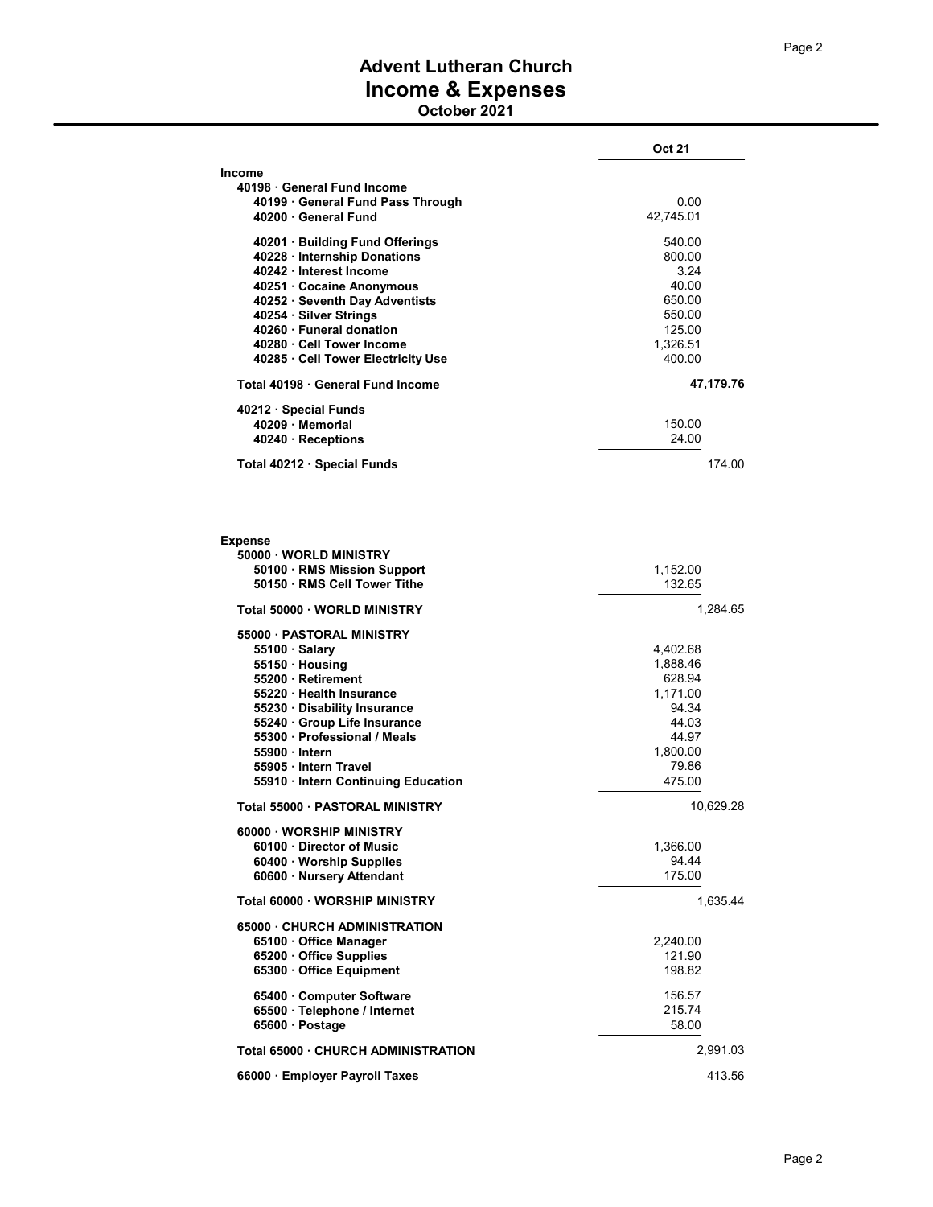# Advent Lutheran Church

## Income & Expenses

### October 2021

| | Oct 21 | |
|---|---|---|
| **Income** | | |
| **40198 · General Fund Income** | | |
| **40199 · General Fund Pass Through** | 0.00 | |
| **40200 · General Fund** | 42,745.01 | |
| **40201 · Building Fund Offerings** | 540.00 | |
| **40228 · Internship Donations** | 800.00 | |
| **40242 · Interest Income** | 3.24 | |
| **40251 · Cocaine Anonymous** | 40.00 | |
| **40252 · Seventh Day Adventists** | 650.00 | |
| **40254 · Silver Strings** | 550.00 | |
| **40260 · Funeral donation** | 125.00 | |
| **40280 · Cell Tower Income** | 1,326.51 | |
| **40285 · Cell Tower Electricity Use** | 400.00 | |
| **Total 40198 · General Fund Income** | | **47,179.76** |
| **40212 · Special Funds** | | |
| **40209 · Memorial** | 150.00 | |
| **40240 · Receptions** | 24.00 | |
| **Total 40212 · Special Funds** | | 174.00 |
| **Expense** | | |
| **50000 · WORLD MINISTRY** | | |
| **50100 · RMS Mission Support** | 1,152.00 | |
| **50150 · RMS Cell Tower Tithe** | 132.65 | |
| **Total 50000 · WORLD MINISTRY** | | 1,284.65 |
| **55000 · PASTORAL MINISTRY** | | |
| **55100 · Salary** | 4,402.68 | |
| **55150 · Housing** | 1,888.46 | |
| **55200 · Retirement** | 628.94 | |
| **55220 · Health Insurance** | 1,171.00 | |
| **55230 · Disability Insurance** | 94.34 | |
| **55240 · Group Life Insurance** | 44.03 | |
| **55300 · Professional / Meals** | 44.97 | |
| **55900 · Intern** | 1,800.00 | |
| **55905 · Intern Travel** | 79.86 | |
| **55910 · Intern Continuing Education** | 475.00 | |
| **Total 55000 · PASTORAL MINISTRY** | | 10,629.28 |
| **60000 · WORSHIP MINISTRY** | | |
| **60100 · Director of Music** | 1,366.00 | |
| **60400 · Worship Supplies** | 94.44 | |
| **60600 · Nursery Attendant** | 175.00 | |
| **Total 60000 · WORSHIP MINISTRY** | | 1,635.44 |
| **65000 · CHURCH ADMINISTRATION** | | |
| **65100 · Office Manager** | 2,240.00 | |
| **65200 · Office Supplies** | 121.90 | |
| **65300 · Office Equipment** | 198.82 | |
| **65400 · Computer Software** | 156.57 | |
| **65500 · Telephone / Internet** | 215.74 | |
| **65600 · Postage** | 58.00 | |
| **Total 65000 · CHURCH ADMINISTRATION** | | 2,991.03 |
| **66000 · Employer Payroll Taxes** | | 413.56 |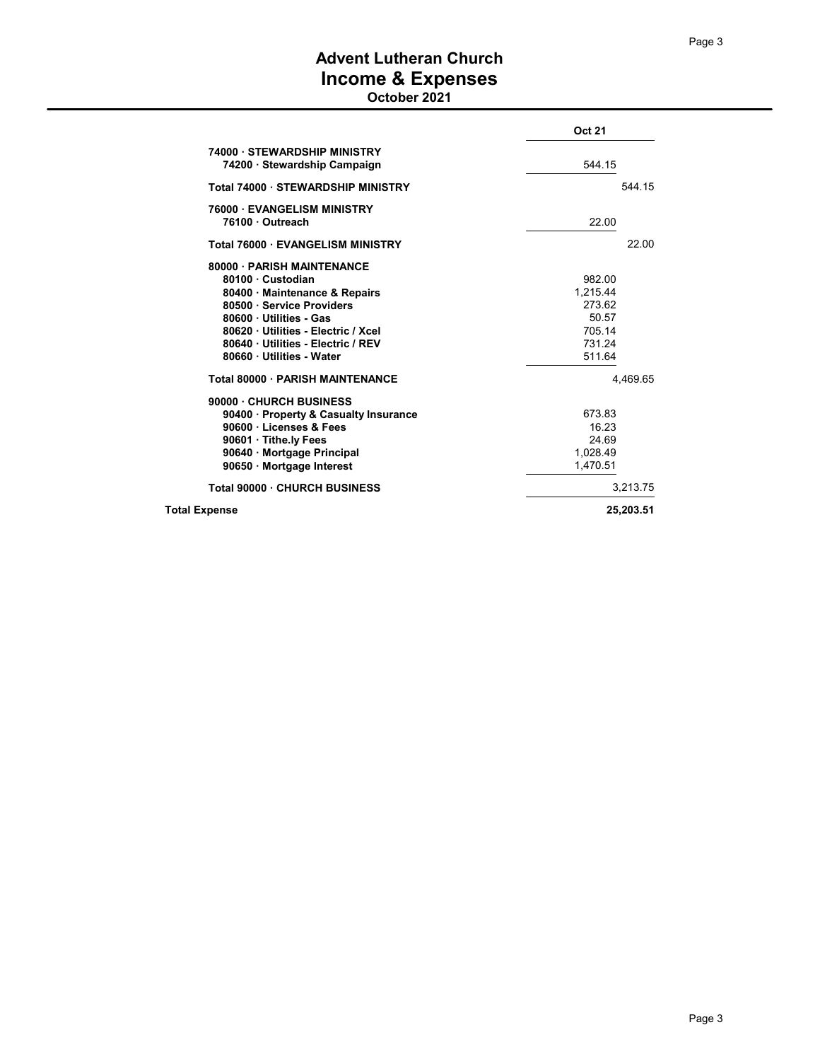# Advent Lutheran Church
## Income & Expenses
### October 2021

| | Oct 21 | |
|---|---|---|
| 74000 · STEWARDSHIP MINISTRY | | |
| 74200 · Stewardship Campaign | 544.15 | |
| Total 74000 · STEWARDSHIP MINISTRY | | 544.15 |
| 76000 · EVANGELISM MINISTRY | | |
| 76100 · Outreach | 22.00 | |
| Total 76000 · EVANGELISM MINISTRY | | 22.00 |
| 80000 · PARISH MAINTENANCE | | |
| 80100 · Custodian | 982.00 | |
| 80400 · Maintenance & Repairs | 1,215.44 | |
| 80500 · Service Providers | 273.62 | |
| 80600 · Utilities - Gas | 50.57 | |
| 80620 · Utilities - Electric / Xcel | 705.14 | |
| 80640 · Utilities - Electric / REV | 731.24 | |
| 80660 · Utilities - Water | 511.64 | |
| Total 80000 · PARISH MAINTENANCE | | 4,469.65 |
| 90000 · CHURCH BUSINESS | | |
| 90400 · Property & Casualty Insurance | 673.83 | |
| 90600 · Licenses & Fees | 16.23 | |
| 90601 · Tithe.ly Fees | 24.69 | |
| 90640 · Mortgage Principal | 1,028.49 | |
| 90650 · Mortgage Interest | 1,470.51 | |
| Total 90000 · CHURCH BUSINESS | | 3,213.75 |
| **Total Expense** | | **25,203.51** |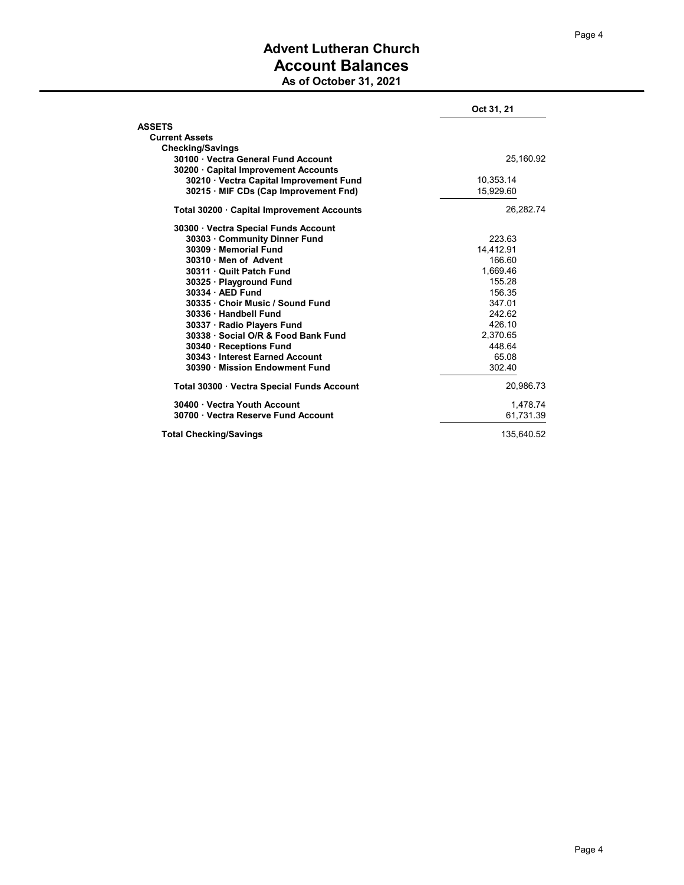# Advent Lutheran Church
## Account Balances
### As of October 31, 2021

| | | Oct 31, 21 |
|---|---|---|
| **ASSETS** | | |
| **Current Assets** | | |
| **Checking/Savings** | | |
| **30100 · Vectra General Fund Account** | | 25,160.92 |
| **30200 · Capital Improvement Accounts** | | |
| **30210 · Vectra Capital Improvement Fund** | 10,353.14 | |
| **30215 · MIF CDs (Cap Improvement Fnd)** | 15,929.60 | |
| **Total 30200 · Capital Improvement Accounts** | | 26,282.74 |
| **30300 · Vectra Special Funds Account** | | |
| **30303 · Community Dinner Fund** | 223.63 | |
| **30309 · Memorial Fund** | 14,412.91 | |
| **30310 · Men of Advent** | 166.60 | |
| **30311 · Quilt Patch Fund** | 1,669.46 | |
| **30325 · Playground Fund** | 155.28 | |
| **30334 · AED Fund** | 156.35 | |
| **30335 · Choir Music / Sound Fund** | 347.01 | |
| **30336 · Handbell Fund** | 242.62 | |
| **30337 · Radio Players Fund** | 426.10 | |
| **30338 · Social O/R & Food Bank Fund** | 2,370.65 | |
| **30340 · Receptions Fund** | 448.64 | |
| **30343 · Interest Earned Account** | 65.08 | |
| **30390 · Mission Endowment Fund** | 302.40 | |
| **Total 30300 · Vectra Special Funds Account** | | 20,986.73 |
| **30400 · Vectra Youth Account** | | 1,478.74 |
| **30700 · Vectra Reserve Fund Account** | | 61,731.39 |
| **Total Checking/Savings** | | 135,640.52 |